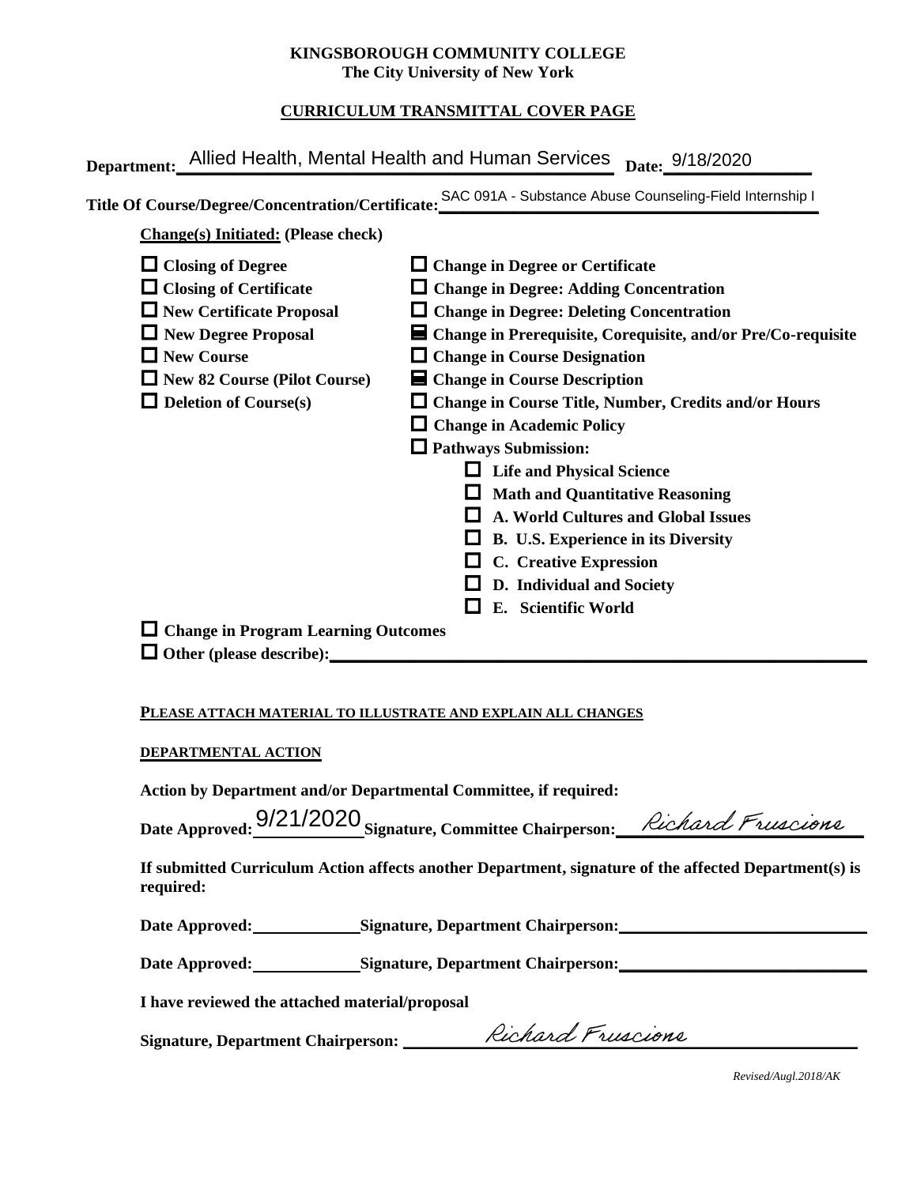**KINGSBOROUGH COMMUNITY COLLEGE**
**The City University of New York**

**CURRICULUM TRANSMITTAL COVER PAGE**

**Department:** Allied Health, Mental Health and Human Services **Date:** 9/18/2020

**Title Of Course/Degree/Concentration/Certificate:** SAC 091A - Substance Abuse Counseling-Field Internship I

**Change(s) Initiated: (Please check)**

- ☐ **Closing of Degree**
- ☐ **Closing of Certificate**
- ☐ **New Certificate Proposal**
- ☐ **New Degree Proposal**
- ☐ **New Course**
- ☐ **New 82 Course (Pilot Course)**
- ☐ **Deletion of Course(s)**
- ☐ **Change in Degree or Certificate**
- ☐ **Change in Degree: Adding Concentration**
- ☐ **Change in Degree: Deleting Concentration**
- ☒ **Change in Prerequisite, Corequisite, and/or Pre/Co-requisite**
- ☐ **Change in Course Designation**
- ☒ **Change in Course Description**
- ☐ **Change in Course Title, Number, Credits and/or Hours**
- ☐ **Change in Academic Policy**
- ☐ **Pathways Submission:**
  - ☐ **Life and Physical Science**
  - ☐ **Math and Quantitative Reasoning**
  - ☐ **A. World Cultures and Global Issues**
  - ☐ **B. U.S. Experience in its Diversity**
  - ☐ **C. Creative Expression**
  - ☐ **D. Individual and Society**
  - ☐ **E. Scientific World**
- ☐ **Change in Program Learning Outcomes**
- ☐ **Other (please describe):** ____________________

**PLEASE ATTACH MATERIAL TO ILLUSTRATE AND EXPLAIN ALL CHANGES**

**DEPARTMENTAL ACTION**

**Action by Department and/or Departmental Committee, if required:**

**Date Approved:** 9/21/2020 **Signature, Committee Chairperson:** *Richard Fruscione*

**If submitted Curriculum Action affects another Department, signature of the affected Department(s) is required:**

**Date Approved:** __________ **Signature, Department Chairperson:** ____________________

**Date Approved:** __________ **Signature, Department Chairperson:** ____________________

**I have reviewed the attached material/proposal**

**Signature, Department Chairperson:** *Richard Fruscione*

*Revised/Augl.2018/AK*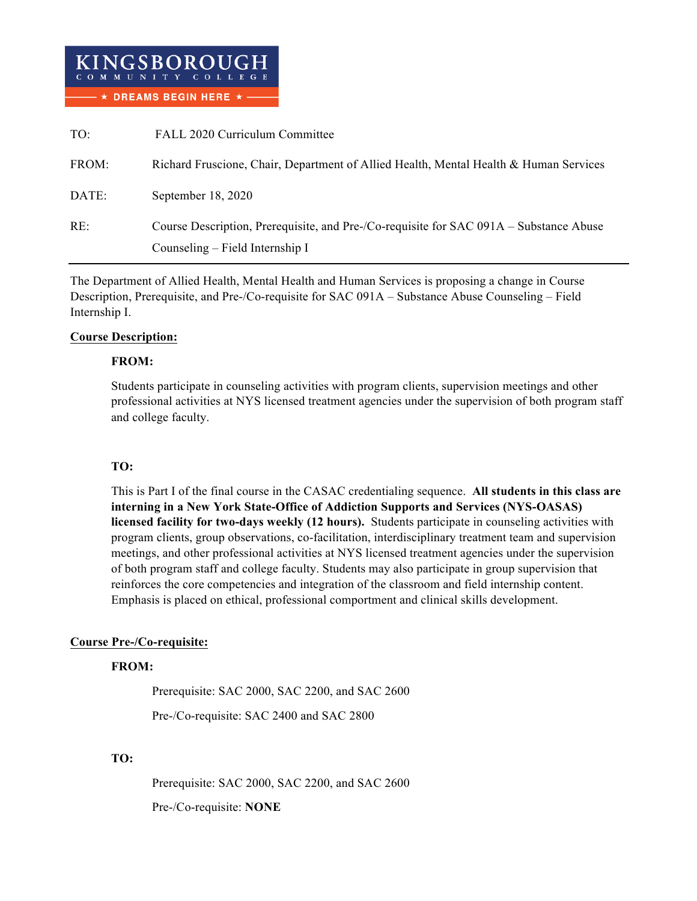**KINGSBOROUGH**
**COMMUNITY COLLEGE**
**★ DREAMS BEGIN HERE ★**

| | |
|---|---|
| TO: | FALL 2020 Curriculum Committee |
| FROM: | Richard Fruscione, Chair, Department of Allied Health, Mental Health & Human Services |
| DATE: | September 18, 2020 |
| RE: | Course Description, Prerequisite, and Pre-/Co-requisite for SAC 091A – Substance Abuse Counseling – Field Internship I |

---

The Department of Allied Health, Mental Health and Human Services is proposing a change in Course Description, Prerequisite, and Pre-/Co-requisite for SAC 091A – Substance Abuse Counseling – Field Internship I.

**Course Description:**

**FROM:**

Students participate in counseling activities with program clients, supervision meetings and other professional activities at NYS licensed treatment agencies under the supervision of both program staff and college faculty.

**TO:**

This is Part I of the final course in the CASAC credentialing sequence. **All students in this class are interning in a New York State-Office of Addiction Supports and Services (NYS-OASAS) licensed facility for two-days weekly (12 hours).** Students participate in counseling activities with program clients, group observations, co-facilitation, interdisciplinary treatment team and supervision meetings, and other professional activities at NYS licensed treatment agencies under the supervision of both program staff and college faculty. Students may also participate in group supervision that reinforces the core competencies and integration of the classroom and field internship content. Emphasis is placed on ethical, professional comportment and clinical skills development.

**Course Pre-/Co-requisite:**

**FROM:**

Prerequisite: SAC 2000, SAC 2200, and SAC 2600

Pre-/Co-requisite: SAC 2400 and SAC 2800

**TO:**

Prerequisite: SAC 2000, SAC 2200, and SAC 2600

Pre-/Co-requisite: **NONE**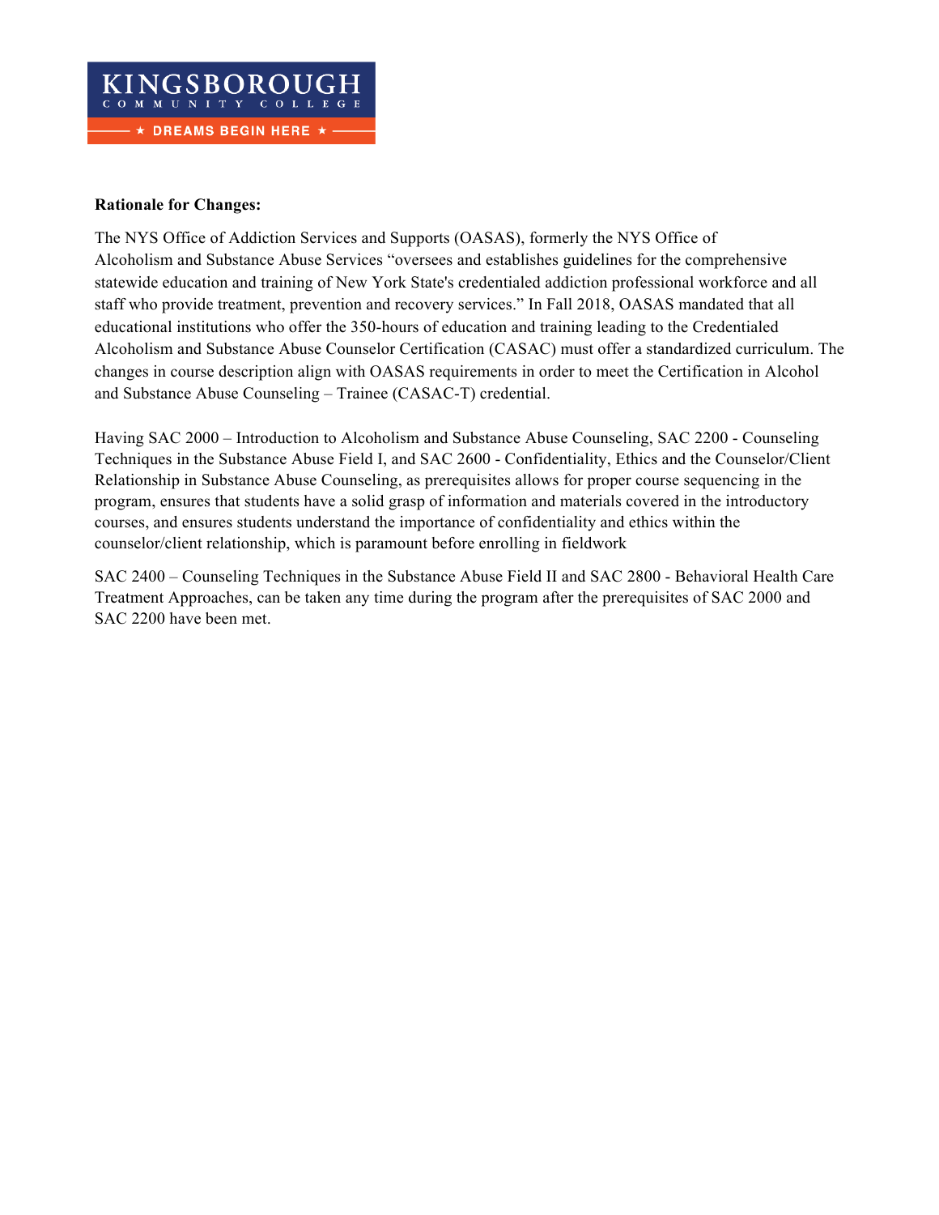**Rationale for Changes:**

The NYS Office of Addiction Services and Supports (OASAS), formerly the NYS Office of Alcoholism and Substance Abuse Services "oversees and establishes guidelines for the comprehensive statewide education and training of New York State's credentialed addiction professional workforce and all staff who provide treatment, prevention and recovery services." In Fall 2018, OASAS mandated that all educational institutions who offer the 350-hours of education and training leading to the Credentialed Alcoholism and Substance Abuse Counselor Certification (CASAC) must offer a standardized curriculum. The changes in course description align with OASAS requirements in order to meet the Certification in Alcohol and Substance Abuse Counseling – Trainee (CASAC-T) credential.

Having SAC 2000 – Introduction to Alcoholism and Substance Abuse Counseling, SAC 2200 - Counseling Techniques in the Substance Abuse Field I, and SAC 2600 - Confidentiality, Ethics and the Counselor/Client Relationship in Substance Abuse Counseling, as prerequisites allows for proper course sequencing in the program, ensures that students have a solid grasp of information and materials covered in the introductory courses, and ensures students understand the importance of confidentiality and ethics within the counselor/client relationship, which is paramount before enrolling in fieldwork

SAC 2400 – Counseling Techniques in the Substance Abuse Field II and SAC 2800 - Behavioral Health Care Treatment Approaches, can be taken any time during the program after the prerequisites of SAC 2000 and SAC 2200 have been met.